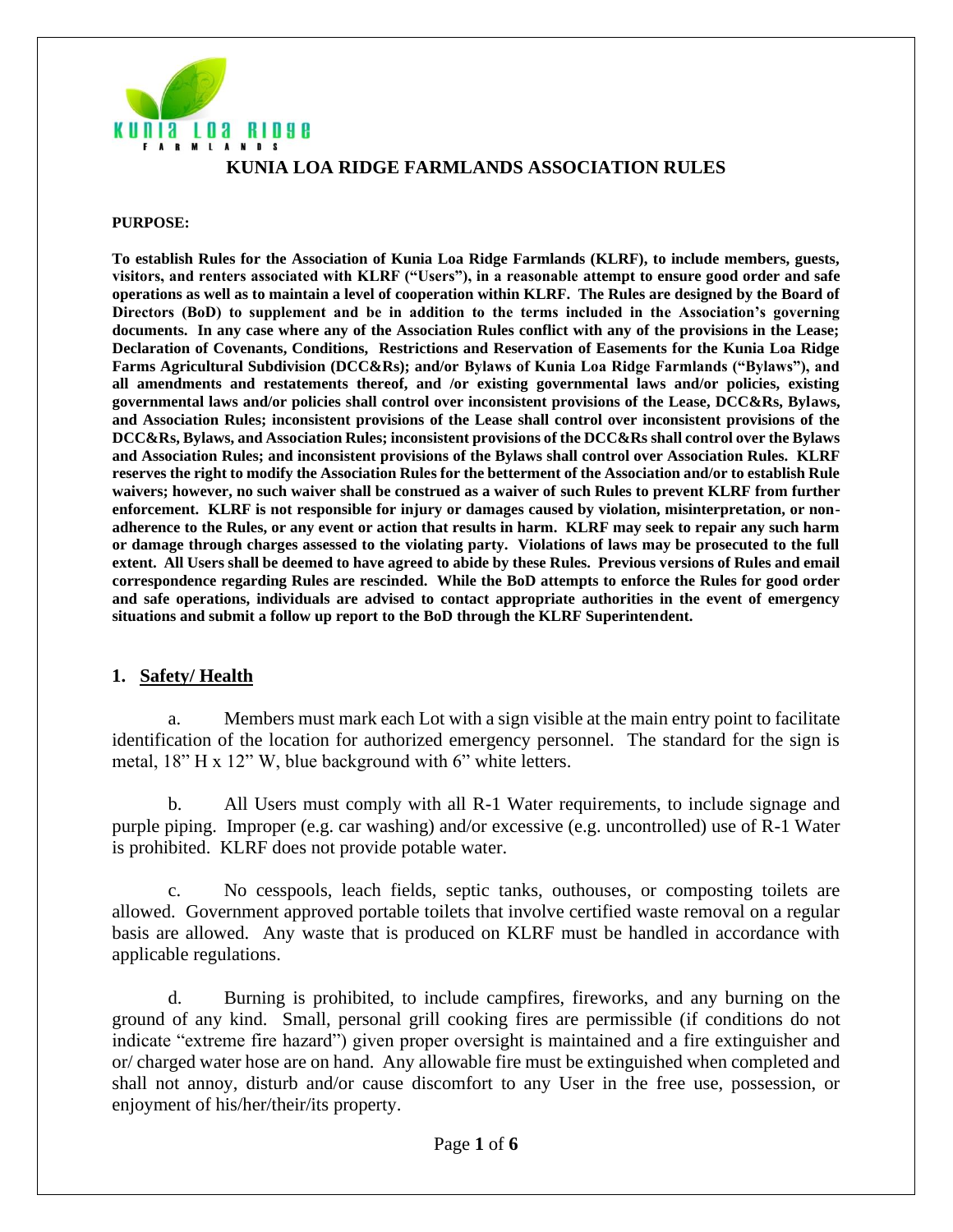# KUNIA LOA RIDGE FARMLANDS ASSOCIATION RULES

**PURPOSE:**

**To establish Rules for the Association of Kunia Loa Ridge Farmlands (KLRF), to include members, guests, visitors, and renters associated with KLRF ("Users"), in a reasonable attempt to ensure good order and safe operations as well as to maintain a level of cooperation within KLRF. The Rules are designed by the Board of Directors (BoD) to supplement and be in addition to the terms included in the Association's governing documents. In any case where any of the Association Rules conflict with any of the provisions in the Lease; Declaration of Covenants, Conditions, Restrictions and Reservation of Easements for the Kunia Loa Ridge Farms Agricultural Subdivision (DCC&Rs); and/or Bylaws of Kunia Loa Ridge Farmlands ("Bylaws"), and all amendments and restatements thereof, and /or existing governmental laws and/or policies, existing governmental laws and/or policies shall control over inconsistent provisions of the Lease, DCC&Rs, Bylaws, and Association Rules; inconsistent provisions of the Lease shall control over inconsistent provisions of the DCC&Rs, Bylaws, and Association Rules; inconsistent provisions of the DCC&Rs shall control over the Bylaws and Association Rules; and inconsistent provisions of the Bylaws shall control over Association Rules. KLRF reserves the right to modify the Association Rules for the betterment of the Association and/or to establish Rule waivers; however, no such waiver shall be construed as a waiver of such Rules to prevent KLRF from further enforcement. KLRF is not responsible for injury or damages caused by violation, misinterpretation, or non-adherence to the Rules, or any event or action that results in harm. KLRF may seek to repair any such harm or damage through charges assessed to the violating party. Violations of laws may be prosecuted to the full extent. All Users shall be deemed to have agreed to abide by these Rules. Previous versions of Rules and email correspondence regarding Rules are rescinded. While the BoD attempts to enforce the Rules for good order and safe operations, individuals are advised to contact appropriate authorities in the event of emergency situations and submit a follow up report to the BoD through the KLRF Superintendent.**

## 1. Safety/ Health

a. Members must mark each Lot with a sign visible at the main entry point to facilitate identification of the location for authorized emergency personnel. The standard for the sign is metal, 18" H x 12" W, blue background with 6" white letters.

b. All Users must comply with all R-1 Water requirements, to include signage and purple piping. Improper (e.g. car washing) and/or excessive (e.g. uncontrolled) use of R-1 Water is prohibited. KLRF does not provide potable water.

c. No cesspools, leach fields, septic tanks, outhouses, or composting toilets are allowed. Government approved portable toilets that involve certified waste removal on a regular basis are allowed. Any waste that is produced on KLRF must be handled in accordance with applicable regulations.

d. Burning is prohibited, to include campfires, fireworks, and any burning on the ground of any kind. Small, personal grill cooking fires are permissible (if conditions do not indicate "extreme fire hazard") given proper oversight is maintained and a fire extinguisher and or/ charged water hose are on hand. Any allowable fire must be extinguished when completed and shall not annoy, disturb and/or cause discomfort to any User in the free use, possession, or enjoyment of his/her/their/its property.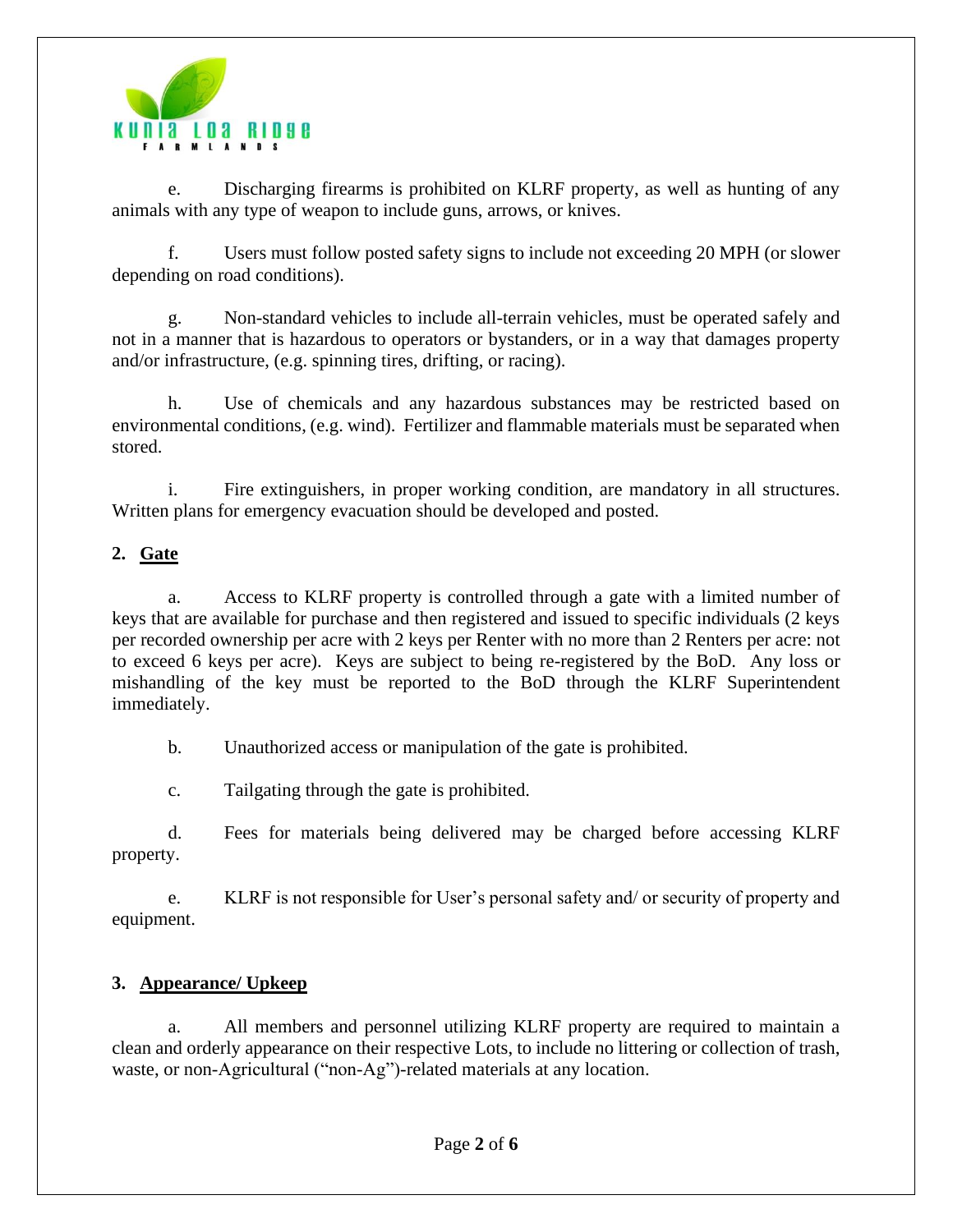e. Discharging firearms is prohibited on KLRF property, as well as hunting of any animals with any type of weapon to include guns, arrows, or knives.

f. Users must follow posted safety signs to include not exceeding 20 MPH (or slower depending on road conditions).

g. Non-standard vehicles to include all-terrain vehicles, must be operated safely and not in a manner that is hazardous to operators or bystanders, or in a way that damages property and/or infrastructure, (e.g. spinning tires, drifting, or racing).

h. Use of chemicals and any hazardous substances may be restricted based on environmental conditions, (e.g. wind). Fertilizer and flammable materials must be separated when stored.

i. Fire extinguishers, in proper working condition, are mandatory in all structures. Written plans for emergency evacuation should be developed and posted.

**2. <u>Gate</u>**

a. Access to KLRF property is controlled through a gate with a limited number of keys that are available for purchase and then registered and issued to specific individuals (2 keys per recorded ownership per acre with 2 keys per Renter with no more than 2 Renters per acre: not to exceed 6 keys per acre). Keys are subject to being re-registered by the BoD. Any loss or mishandling of the key must be reported to the BoD through the KLRF Superintendent immediately.

b. Unauthorized access or manipulation of the gate is prohibited.

c. Tailgating through the gate is prohibited.

d. Fees for materials being delivered may be charged before accessing KLRF property.

e. KLRF is not responsible for User's personal safety and/ or security of property and equipment.

**3. <u>Appearance/ Upkeep</u>**

a. All members and personnel utilizing KLRF property are required to maintain a clean and orderly appearance on their respective Lots, to include no littering or collection of trash, waste, or non-Agricultural ("non-Ag")-related materials at any location.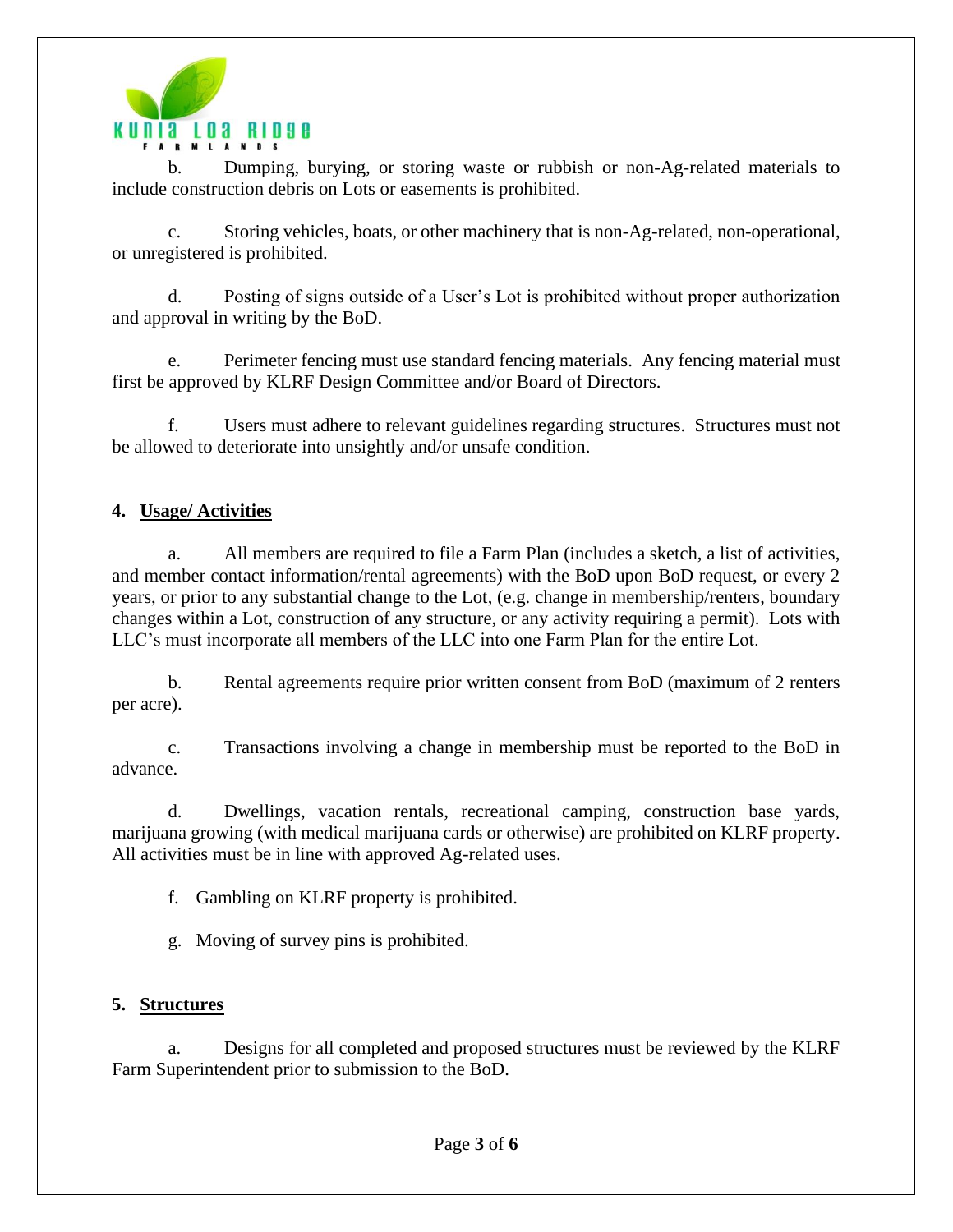b. Dumping, burying, or storing waste or rubbish or non-Ag-related materials to include construction debris on Lots or easements is prohibited.

c. Storing vehicles, boats, or other machinery that is non-Ag-related, non-operational, or unregistered is prohibited.

d. Posting of signs outside of a User's Lot is prohibited without proper authorization and approval in writing by the BoD.

e. Perimeter fencing must use standard fencing materials. Any fencing material must first be approved by KLRF Design Committee and/or Board of Directors.

f. Users must adhere to relevant guidelines regarding structures. Structures must not be allowed to deteriorate into unsightly and/or unsafe condition.

**4. Usage/ Activities**

a. All members are required to file a Farm Plan (includes a sketch, a list of activities, and member contact information/rental agreements) with the BoD upon BoD request, or every 2 years, or prior to any substantial change to the Lot, (e.g. change in membership/renters, boundary changes within a Lot, construction of any structure, or any activity requiring a permit). Lots with LLC's must incorporate all members of the LLC into one Farm Plan for the entire Lot.

b. Rental agreements require prior written consent from BoD (maximum of 2 renters per acre).

c. Transactions involving a change in membership must be reported to the BoD in advance.

d. Dwellings, vacation rentals, recreational camping, construction base yards, marijuana growing (with medical marijuana cards or otherwise) are prohibited on KLRF property. All activities must be in line with approved Ag-related uses.

f. Gambling on KLRF property is prohibited.

g. Moving of survey pins is prohibited.

**5. Structures**

a. Designs for all completed and proposed structures must be reviewed by the KLRF Farm Superintendent prior to submission to the BoD.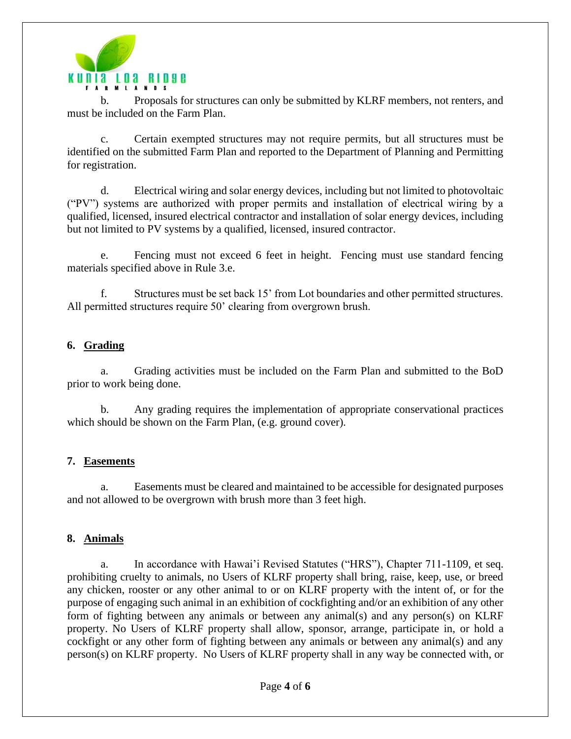b. Proposals for structures can only be submitted by KLRF members, not renters, and must be included on the Farm Plan.

c. Certain exempted structures may not require permits, but all structures must be identified on the submitted Farm Plan and reported to the Department of Planning and Permitting for registration.

d. Electrical wiring and solar energy devices, including but not limited to photovoltaic ("PV") systems are authorized with proper permits and installation of electrical wiring by a qualified, licensed, insured electrical contractor and installation of solar energy devices, including but not limited to PV systems by a qualified, licensed, insured contractor.

e. Fencing must not exceed 6 feet in height. Fencing must use standard fencing materials specified above in Rule 3.e.

f. Structures must be set back 15' from Lot boundaries and other permitted structures. All permitted structures require 50' clearing from overgrown brush.

**6. Grading**

a. Grading activities must be included on the Farm Plan and submitted to the BoD prior to work being done.

b. Any grading requires the implementation of appropriate conservational practices which should be shown on the Farm Plan, (e.g. ground cover).

**7. Easements**

a. Easements must be cleared and maintained to be accessible for designated purposes and not allowed to be overgrown with brush more than 3 feet high.

**8. Animals**

a. In accordance with Hawai'i Revised Statutes ("HRS"), Chapter 711-1109, et seq. prohibiting cruelty to animals, no Users of KLRF property shall bring, raise, keep, use, or breed any chicken, rooster or any other animal to or on KLRF property with the intent of, or for the purpose of engaging such animal in an exhibition of cockfighting and/or an exhibition of any other form of fighting between any animals or between any animal(s) and any person(s) on KLRF property. No Users of KLRF property shall allow, sponsor, arrange, participate in, or hold a cockfight or any other form of fighting between any animals or between any animal(s) and any person(s) on KLRF property. No Users of KLRF property shall in any way be connected with, or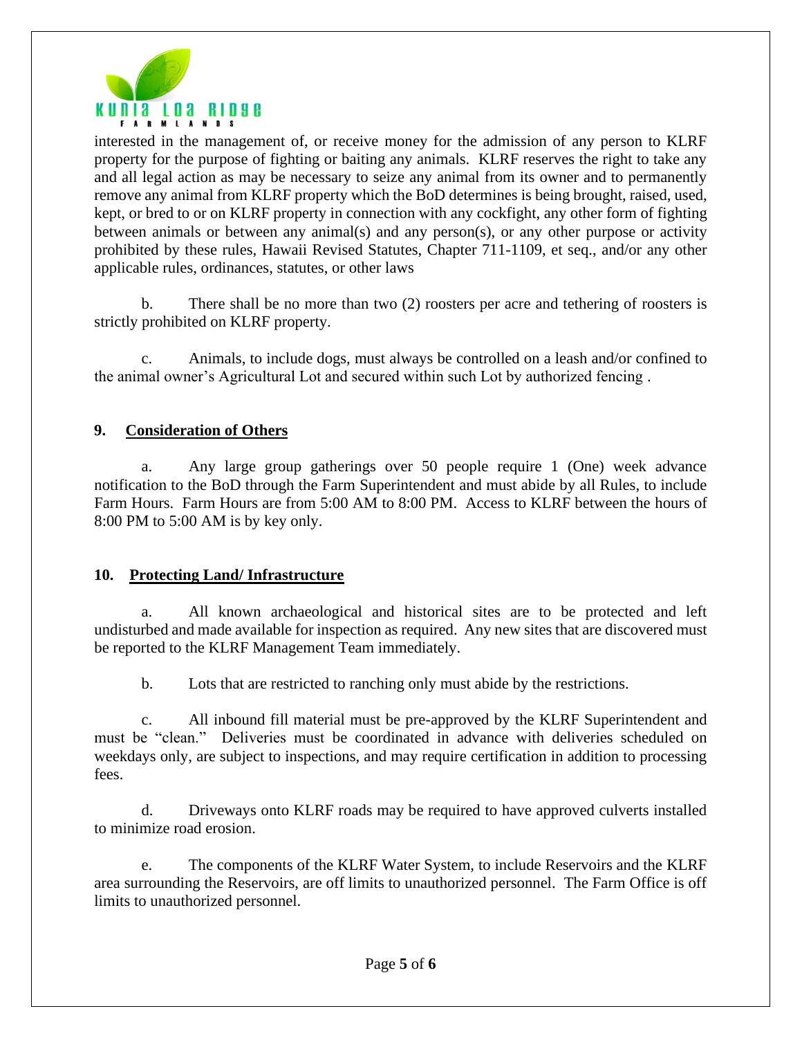interested in the management of, or receive money for the admission of any person to KLRF property for the purpose of fighting or baiting any animals. KLRF reserves the right to take any and all legal action as may be necessary to seize any animal from its owner and to permanently remove any animal from KLRF property which the BoD determines is being brought, raised, used, kept, or bred to or on KLRF property in connection with any cockfight, any other form of fighting between animals or between any animal(s) and any person(s), or any other purpose or activity prohibited by these rules, Hawaii Revised Statutes, Chapter 711-1109, et seq., and/or any other applicable rules, ordinances, statutes, or other laws

b. There shall be no more than two (2) roosters per acre and tethering of roosters is strictly prohibited on KLRF property.

c. Animals, to include dogs, must always be controlled on a leash and/or confined to the animal owner's Agricultural Lot and secured within such Lot by authorized fencing .

## 9. Consideration of Others

a. Any large group gatherings over 50 people require 1 (One) week advance notification to the BoD through the Farm Superintendent and must abide by all Rules, to include Farm Hours. Farm Hours are from 5:00 AM to 8:00 PM. Access to KLRF between the hours of 8:00 PM to 5:00 AM is by key only.

## 10. Protecting Land/ Infrastructure

a. All known archaeological and historical sites are to be protected and left undisturbed and made available for inspection as required. Any new sites that are discovered must be reported to the KLRF Management Team immediately.

b. Lots that are restricted to ranching only must abide by the restrictions.

c. All inbound fill material must be pre-approved by the KLRF Superintendent and must be "clean." Deliveries must be coordinated in advance with deliveries scheduled on weekdays only, are subject to inspections, and may require certification in addition to processing fees.

d. Driveways onto KLRF roads may be required to have approved culverts installed to minimize road erosion.

e. The components of the KLRF Water System, to include Reservoirs and the KLRF area surrounding the Reservoirs, are off limits to unauthorized personnel. The Farm Office is off limits to unauthorized personnel.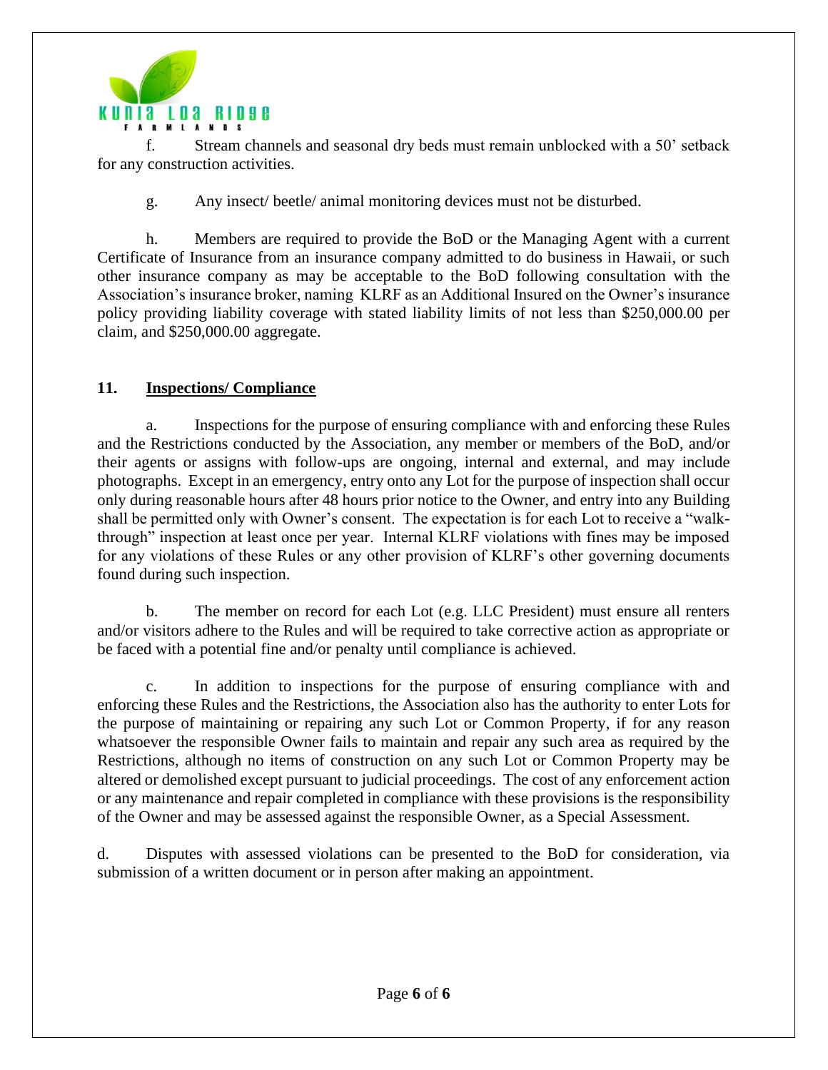f. Stream channels and seasonal dry beds must remain unblocked with a 50' setback for any construction activities.

g. Any insect/ beetle/ animal monitoring devices must not be disturbed.

h. Members are required to provide the BoD or the Managing Agent with a current Certificate of Insurance from an insurance company admitted to do business in Hawaii, or such other insurance company as may be acceptable to the BoD following consultation with the Association's insurance broker, naming KLRF as an Additional Insured on the Owner's insurance policy providing liability coverage with stated liability limits of not less than $250,000.00 per claim, and $250,000.00 aggregate.

## 11. Inspections/ Compliance

a. Inspections for the purpose of ensuring compliance with and enforcing these Rules and the Restrictions conducted by the Association, any member or members of the BoD, and/or their agents or assigns with follow-ups are ongoing, internal and external, and may include photographs. Except in an emergency, entry onto any Lot for the purpose of inspection shall occur only during reasonable hours after 48 hours prior notice to the Owner, and entry into any Building shall be permitted only with Owner's consent. The expectation is for each Lot to receive a "walk-through" inspection at least once per year. Internal KLRF violations with fines may be imposed for any violations of these Rules or any other provision of KLRF's other governing documents found during such inspection.

b. The member on record for each Lot (e.g. LLC President) must ensure all renters and/or visitors adhere to the Rules and will be required to take corrective action as appropriate or be faced with a potential fine and/or penalty until compliance is achieved.

c. In addition to inspections for the purpose of ensuring compliance with and enforcing these Rules and the Restrictions, the Association also has the authority to enter Lots for the purpose of maintaining or repairing any such Lot or Common Property, if for any reason whatsoever the responsible Owner fails to maintain and repair any such area as required by the Restrictions, although no items of construction on any such Lot or Common Property may be altered or demolished except pursuant to judicial proceedings. The cost of any enforcement action or any maintenance and repair completed in compliance with these provisions is the responsibility of the Owner and may be assessed against the responsible Owner, as a Special Assessment.

d. Disputes with assessed violations can be presented to the BoD for consideration, via submission of a written document or in person after making an appointment.